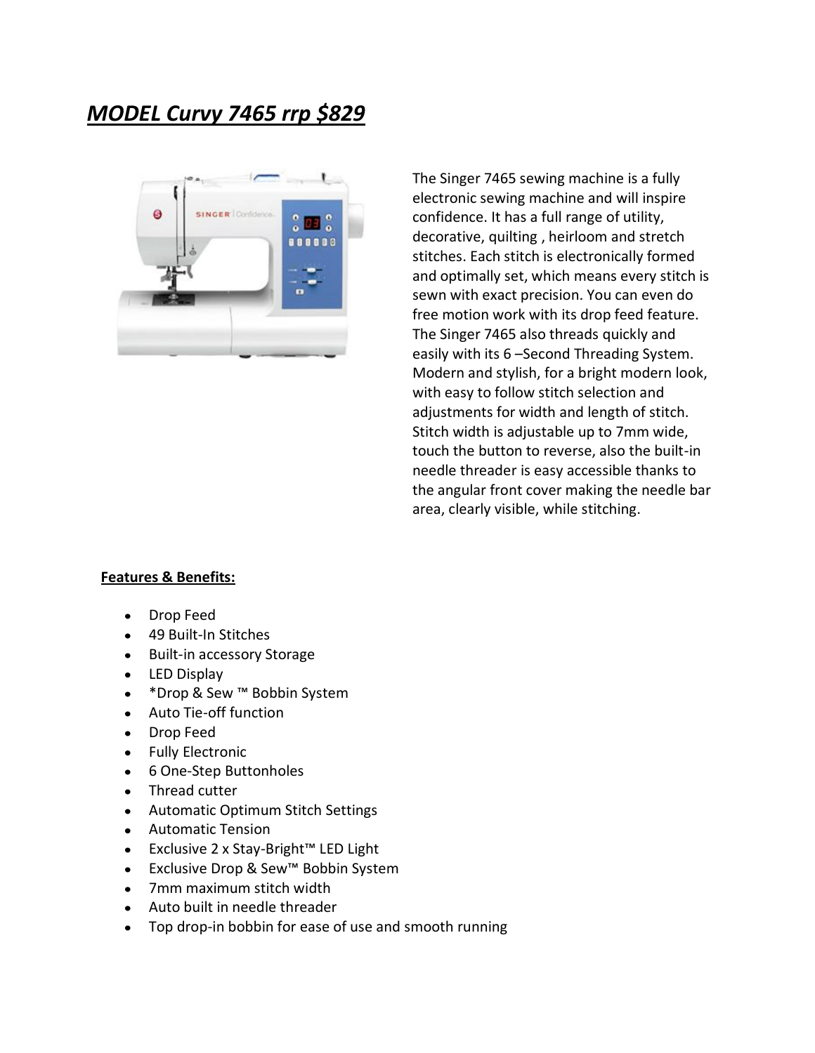# ***MODEL Curvy 7465 rrp $829***

The Singer 7465 sewing machine is a fully electronic sewing machine and will inspire confidence. It has a full range of utility, decorative, quilting , heirloom and stretch stitches. Each stitch is electronically formed and optimally set, which means every stitch is sewn with exact precision. You can even do free motion work with its drop feed feature. The Singer 7465 also threads quickly and easily with its 6 –Second Threading System. Modern and stylish, for a bright modern look, with easy to follow stitch selection and adjustments for width and length of stitch. Stitch width is adjustable up to 7mm wide, touch the button to reverse, also the built-in needle threader is easy accessible thanks to the angular front cover making the needle bar area, clearly visible, while stitching.

**Features & Benefits:**

- Drop Feed
- 49 Built-In Stitches
- Built-in accessory Storage
- LED Display
- *Drop & Sew ™ Bobbin System
- Auto Tie-off function
- Drop Feed
- Fully Electronic
- 6 One-Step Buttonholes
- Thread cutter
- Automatic Optimum Stitch Settings
- Automatic Tension
- Exclusive 2 x Stay-Bright™ LED Light
- Exclusive Drop & Sew™ Bobbin System
- 7mm maximum stitch width
- Auto built in needle threader
- Top drop-in bobbin for ease of use and smooth running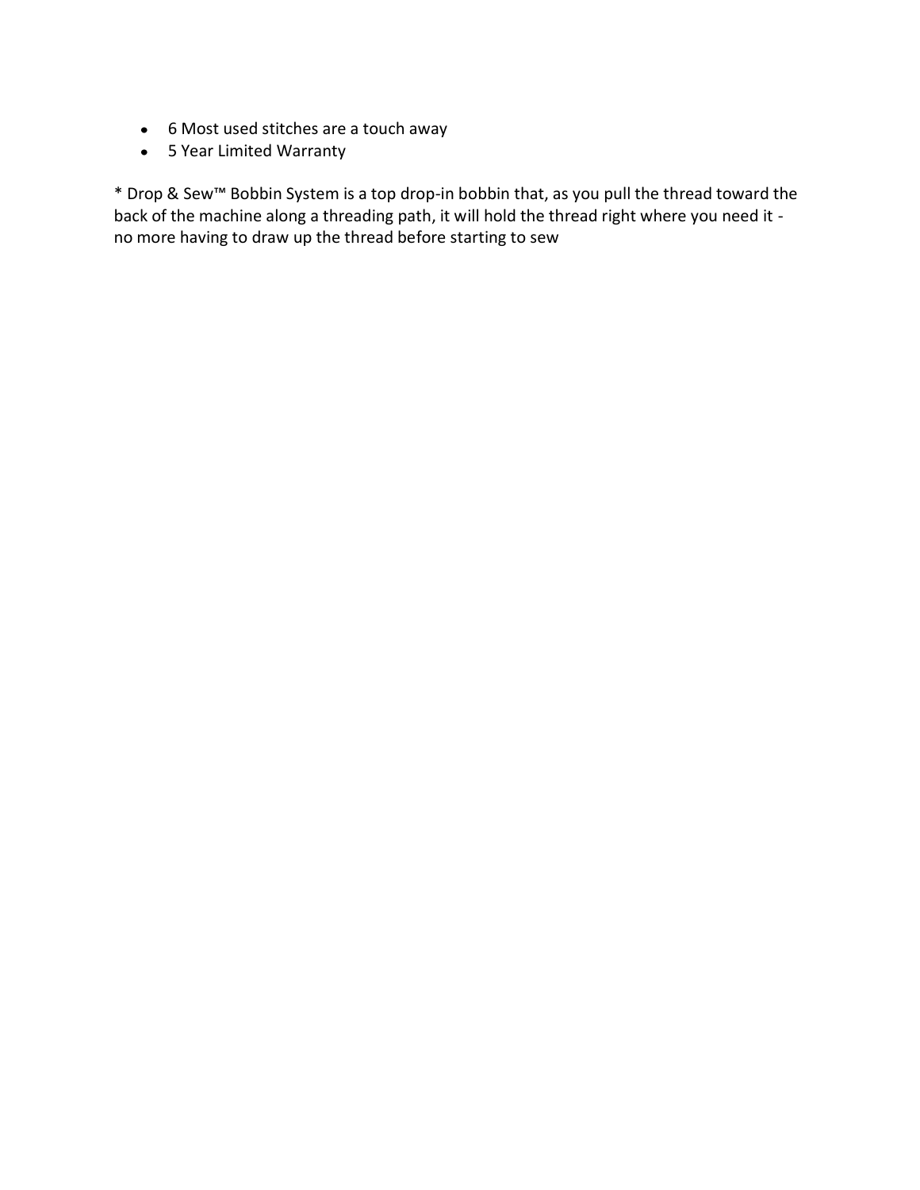- 6 Most used stitches are a touch away
- 5 Year Limited Warranty

* Drop & Sew™ Bobbin System is a top drop-in bobbin that, as you pull the thread toward the back of the machine along a threading path, it will hold the thread right where you need it - no more having to draw up the thread before starting to sew